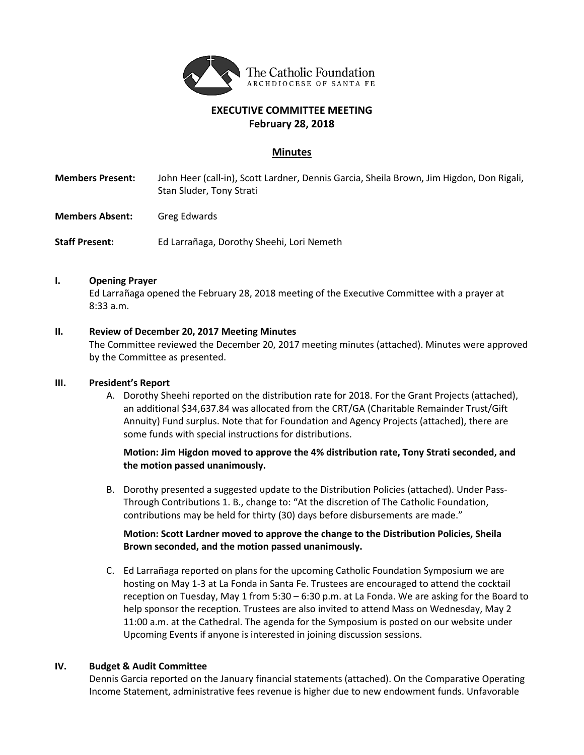The Catholic Foundation
ARCHDIOCESE OF SANTA FE

# EXECUTIVE COMMITTEE MEETING
## February 28, 2018

## Minutes

**Members Present:** John Heer (call-in), Scott Lardner, Dennis Garcia, Sheila Brown, Jim Higdon, Don Rigali, Stan Sluder, Tony Strati

**Members Absent:** Greg Edwards

**Staff Present:** Ed Larrañaga, Dorothy Sheehi, Lori Nemeth

### I. Opening Prayer

Ed Larrañaga opened the February 28, 2018 meeting of the Executive Committee with a prayer at 8:33 a.m.

### II. Review of December 20, 2017 Meeting Minutes

The Committee reviewed the December 20, 2017 meeting minutes (attached). Minutes were approved by the Committee as presented.

### III. President's Report

A. Dorothy Sheehi reported on the distribution rate for 2018. For the Grant Projects (attached), an additional $34,637.84 was allocated from the CRT/GA (Charitable Remainder Trust/Gift Annuity) Fund surplus. Note that for Foundation and Agency Projects (attached), there are some funds with special instructions for distributions.

**Motion: Jim Higdon moved to approve the 4% distribution rate, Tony Strati seconded, and the motion passed unanimously.**

B. Dorothy presented a suggested update to the Distribution Policies (attached). Under Pass-Through Contributions 1. B., change to: "At the discretion of The Catholic Foundation, contributions may be held for thirty (30) days before disbursements are made."

**Motion: Scott Lardner moved to approve the change to the Distribution Policies, Sheila Brown seconded, and the motion passed unanimously.**

C. Ed Larrañaga reported on plans for the upcoming Catholic Foundation Symposium we are hosting on May 1-3 at La Fonda in Santa Fe. Trustees are encouraged to attend the cocktail reception on Tuesday, May 1 from 5:30 – 6:30 p.m. at La Fonda. We are asking for the Board to help sponsor the reception. Trustees are also invited to attend Mass on Wednesday, May 2 11:00 a.m. at the Cathedral. The agenda for the Symposium is posted on our website under Upcoming Events if anyone is interested in joining discussion sessions.

### IV. Budget & Audit Committee

Dennis Garcia reported on the January financial statements (attached). On the Comparative Operating Income Statement, administrative fees revenue is higher due to new endowment funds. Unfavorable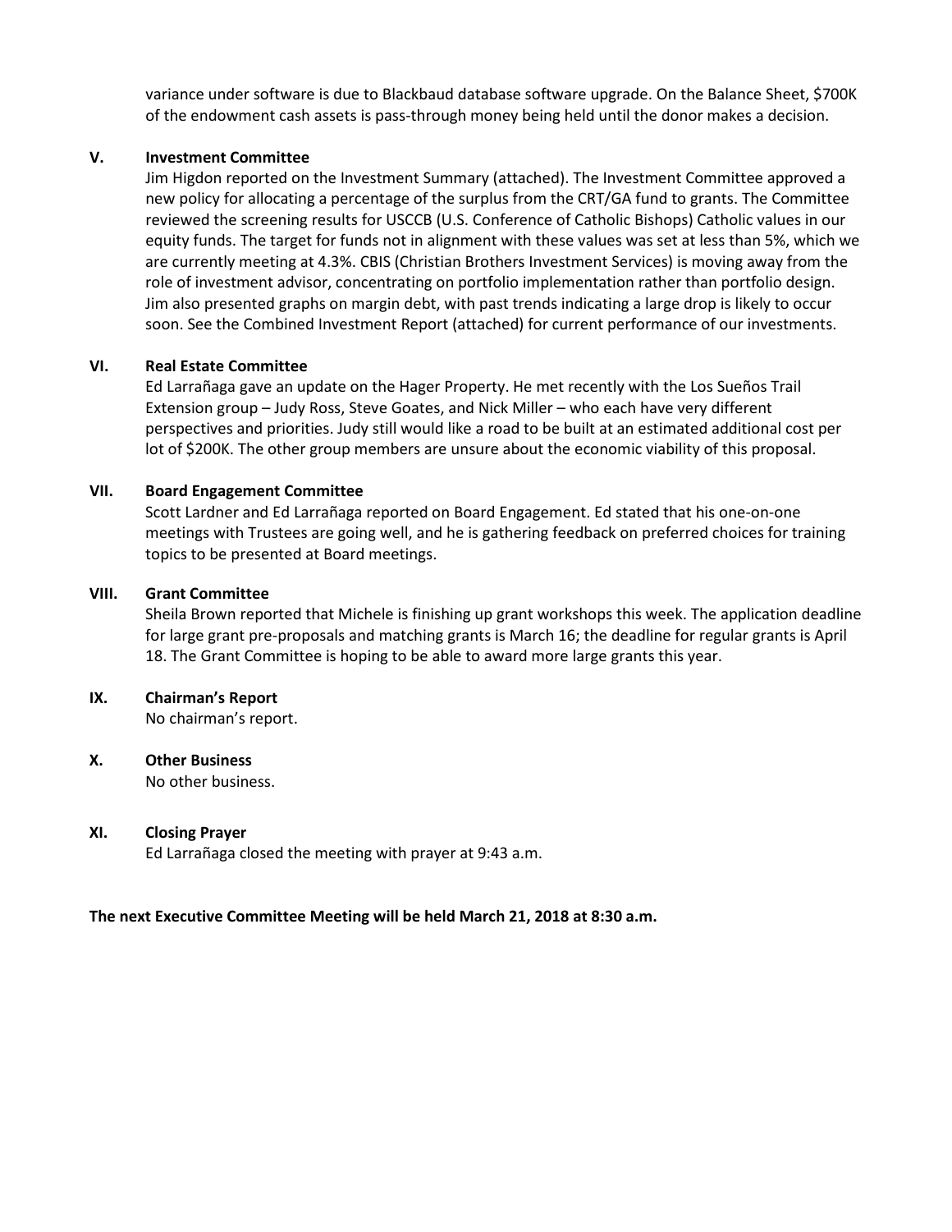variance under software is due to Blackbaud database software upgrade. On the Balance Sheet, $700K of the endowment cash assets is pass-through money being held until the donor makes a decision.

### V. Investment Committee

Jim Higdon reported on the Investment Summary (attached). The Investment Committee approved a new policy for allocating a percentage of the surplus from the CRT/GA fund to grants. The Committee reviewed the screening results for USCCB (U.S. Conference of Catholic Bishops) Catholic values in our equity funds. The target for funds not in alignment with these values was set at less than 5%, which we are currently meeting at 4.3%. CBIS (Christian Brothers Investment Services) is moving away from the role of investment advisor, concentrating on portfolio implementation rather than portfolio design. Jim also presented graphs on margin debt, with past trends indicating a large drop is likely to occur soon. See the Combined Investment Report (attached) for current performance of our investments.

### VI. Real Estate Committee

Ed Larrañaga gave an update on the Hager Property. He met recently with the Los Sueños Trail Extension group – Judy Ross, Steve Goates, and Nick Miller – who each have very different perspectives and priorities. Judy still would like a road to be built at an estimated additional cost per lot of $200K. The other group members are unsure about the economic viability of this proposal.

### VII. Board Engagement Committee

Scott Lardner and Ed Larrañaga reported on Board Engagement. Ed stated that his one-on-one meetings with Trustees are going well, and he is gathering feedback on preferred choices for training topics to be presented at Board meetings.

### VIII. Grant Committee

Sheila Brown reported that Michele is finishing up grant workshops this week. The application deadline for large grant pre-proposals and matching grants is March 16; the deadline for regular grants is April 18. The Grant Committee is hoping to be able to award more large grants this year.

### IX. Chairman's Report

No chairman's report.

### X. Other Business

No other business.

### XI. Closing Prayer

Ed Larrañaga closed the meeting with prayer at 9:43 a.m.

**The next Executive Committee Meeting will be held March 21, 2018 at 8:30 a.m.**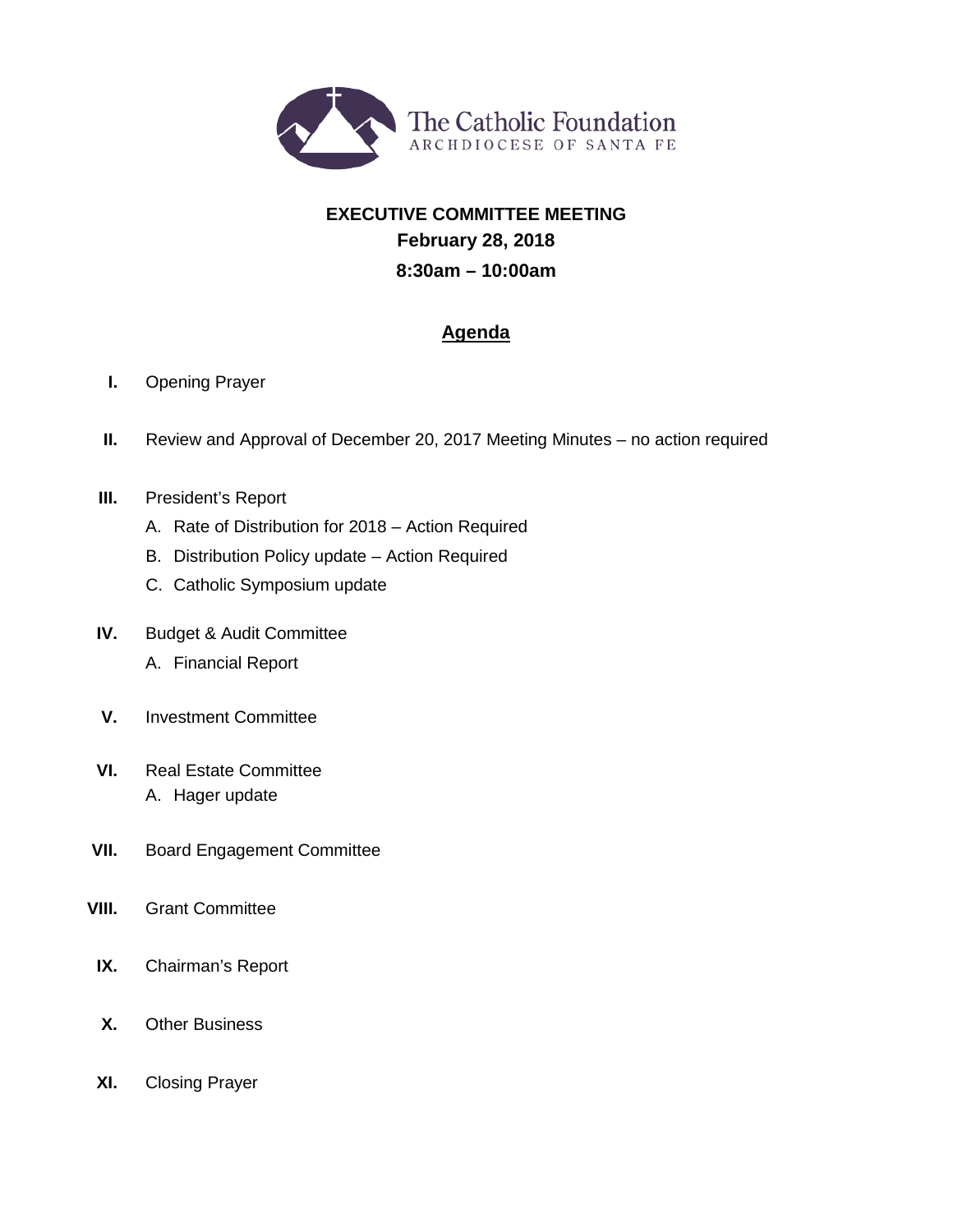The Catholic Foundation
ARCHDIOCESE OF SANTA FE

# EXECUTIVE COMMITTEE MEETING

**February 28, 2018**

**8:30am – 10:00am**

## Agenda

**I.** Opening Prayer

**II.** Review and Approval of December 20, 2017 Meeting Minutes – no action required

**III.** President's Report

- A. Rate of Distribution for 2018 – Action Required
- B. Distribution Policy update – Action Required
- C. Catholic Symposium update

**IV.** Budget & Audit Committee

- A. Financial Report

**V.** Investment Committee

**VI.** Real Estate Committee

- A. Hager update

**VII.** Board Engagement Committee

**VIII.** Grant Committee

**IX.** Chairman's Report

**X.** Other Business

**XI.** Closing Prayer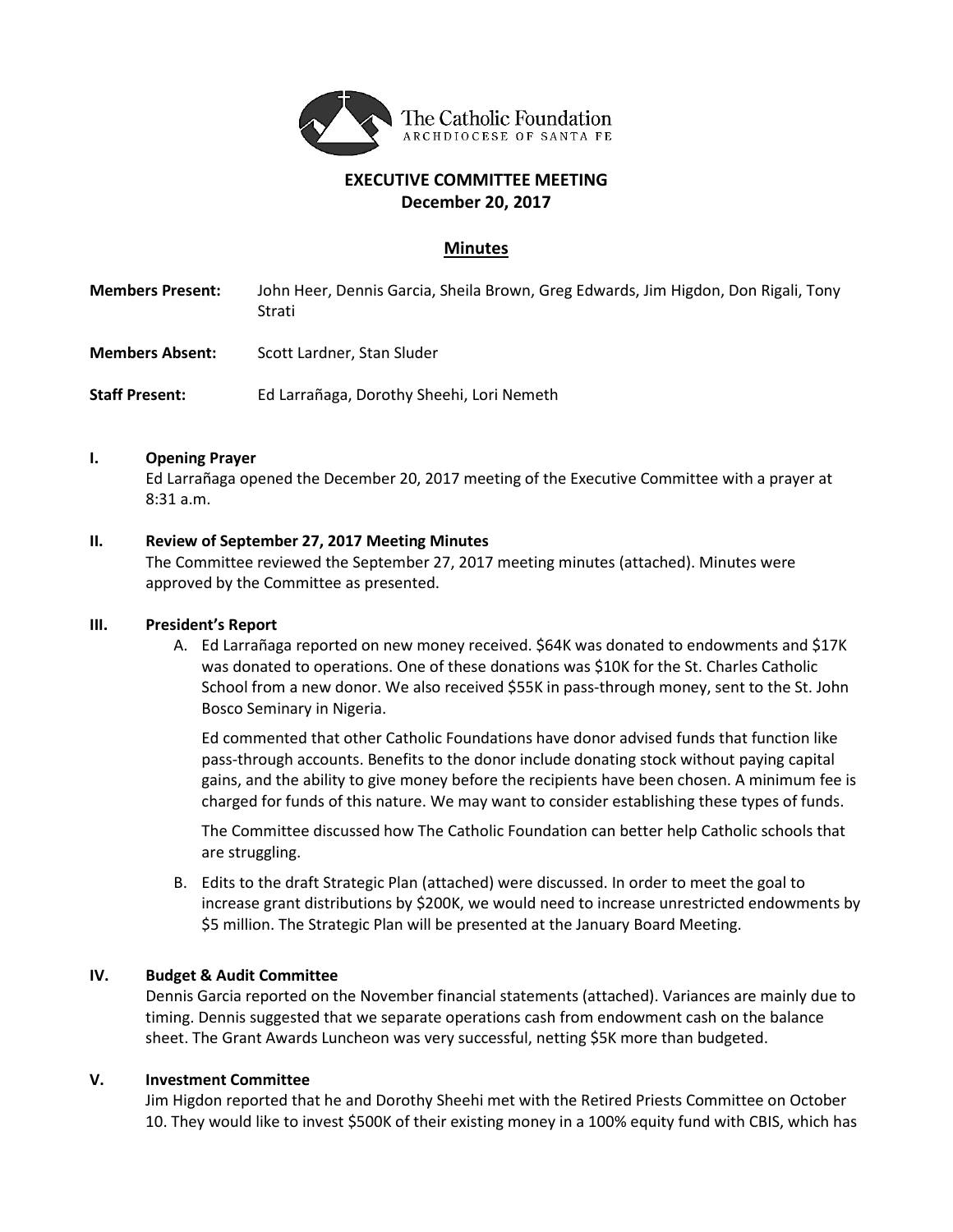The Catholic Foundation
ARCHDIOCESE OF SANTA FE

## EXECUTIVE COMMITTEE MEETING
## December 20, 2017

## Minutes

**Members Present:** John Heer, Dennis Garcia, Sheila Brown, Greg Edwards, Jim Higdon, Don Rigali, Tony Strati

**Members Absent:** Scott Lardner, Stan Sluder

**Staff Present:** Ed Larrañaga, Dorothy Sheehi, Lori Nemeth

### I. Opening Prayer

Ed Larrañaga opened the December 20, 2017 meeting of the Executive Committee with a prayer at 8:31 a.m.

### II. Review of September 27, 2017 Meeting Minutes

The Committee reviewed the September 27, 2017 meeting minutes (attached). Minutes were approved by the Committee as presented.

### III. President's Report

A. Ed Larrañaga reported on new money received. $64K was donated to endowments and $17K was donated to operations. One of these donations was $10K for the St. Charles Catholic School from a new donor. We also received $55K in pass-through money, sent to the St. John Bosco Seminary in Nigeria.

   Ed commented that other Catholic Foundations have donor advised funds that function like pass-through accounts. Benefits to the donor include donating stock without paying capital gains, and the ability to give money before the recipients have been chosen. A minimum fee is charged for funds of this nature. We may want to consider establishing these types of funds.

   The Committee discussed how The Catholic Foundation can better help Catholic schools that are struggling.

B. Edits to the draft Strategic Plan (attached) were discussed. In order to meet the goal to increase grant distributions by $200K, we would need to increase unrestricted endowments by $5 million. The Strategic Plan will be presented at the January Board Meeting.

### IV. Budget & Audit Committee

Dennis Garcia reported on the November financial statements (attached). Variances are mainly due to timing. Dennis suggested that we separate operations cash from endowment cash on the balance sheet. The Grant Awards Luncheon was very successful, netting $5K more than budgeted.

### V. Investment Committee

Jim Higdon reported that he and Dorothy Sheehi met with the Retired Priests Committee on October 10. They would like to invest $500K of their existing money in a 100% equity fund with CBIS, which has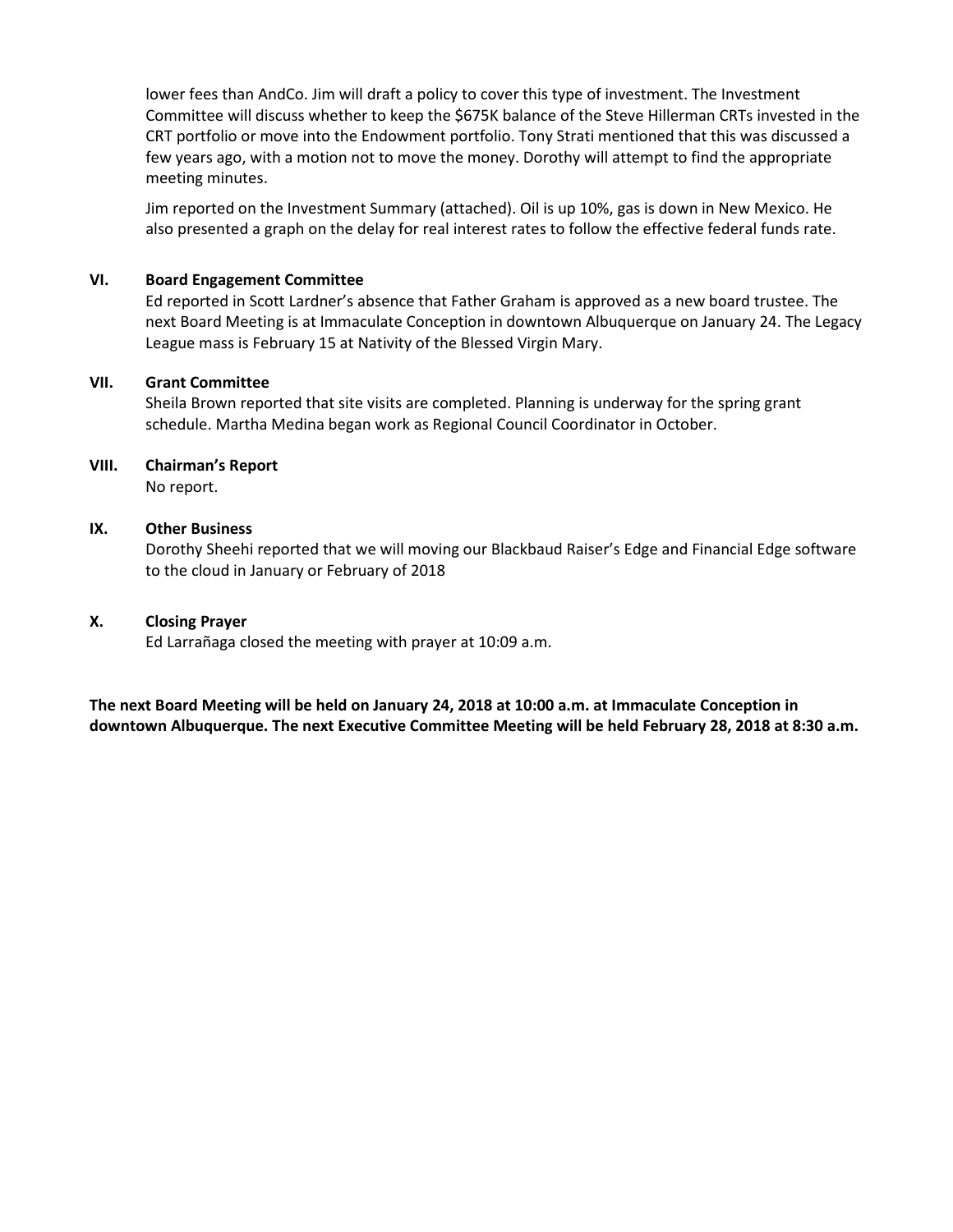lower fees than AndCo. Jim will draft a policy to cover this type of investment. The Investment Committee will discuss whether to keep the $675K balance of the Steve Hillerman CRTs invested in the CRT portfolio or move into the Endowment portfolio. Tony Strati mentioned that this was discussed a few years ago, with a motion not to move the money. Dorothy will attempt to find the appropriate meeting minutes.

Jim reported on the Investment Summary (attached). Oil is up 10%, gas is down in New Mexico. He also presented a graph on the delay for real interest rates to follow the effective federal funds rate.

**VI. Board Engagement Committee**

Ed reported in Scott Lardner's absence that Father Graham is approved as a new board trustee. The next Board Meeting is at Immaculate Conception in downtown Albuquerque on January 24. The Legacy League mass is February 15 at Nativity of the Blessed Virgin Mary.

**VII. Grant Committee**

Sheila Brown reported that site visits are completed. Planning is underway for the spring grant schedule. Martha Medina began work as Regional Council Coordinator in October.

**VIII. Chairman's Report**

No report.

**IX. Other Business**

Dorothy Sheehi reported that we will moving our Blackbaud Raiser's Edge and Financial Edge software to the cloud in January or February of 2018

**X. Closing Prayer**

Ed Larrañaga closed the meeting with prayer at 10:09 a.m.

**The next Board Meeting will be held on January 24, 2018 at 10:00 a.m. at Immaculate Conception in downtown Albuquerque. The next Executive Committee Meeting will be held February 28, 2018 at 8:30 a.m.**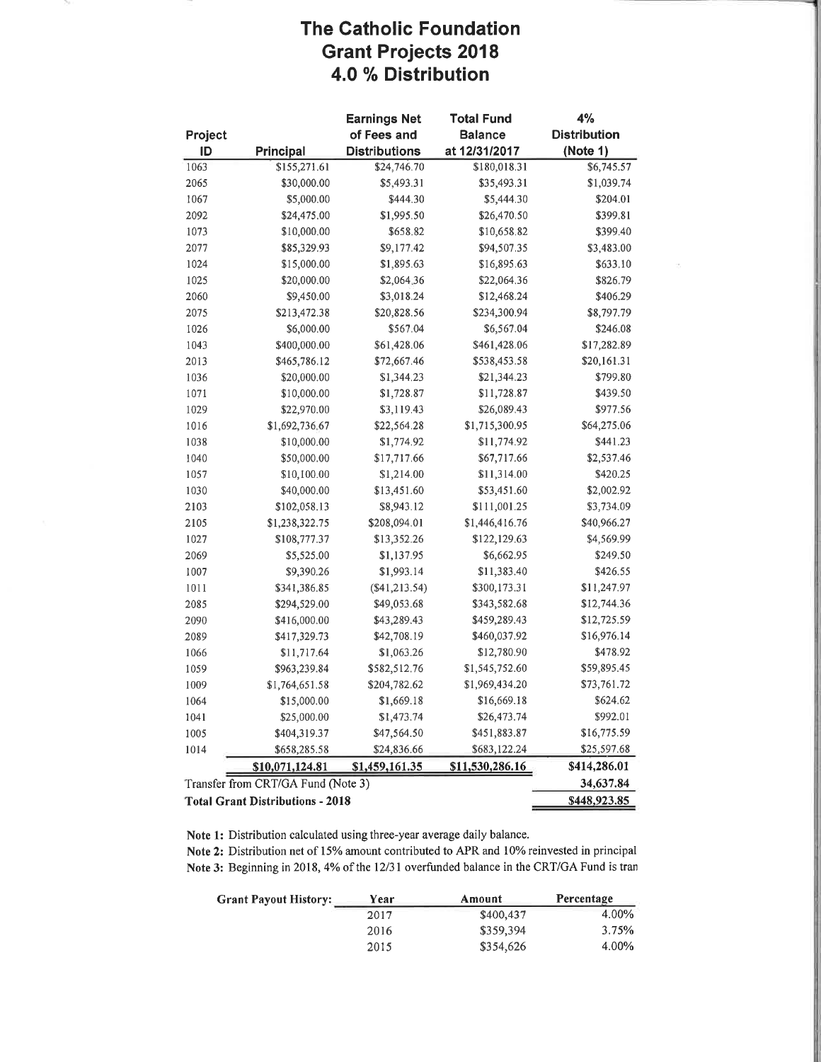# The Catholic Foundation
## Grant Projects 2018
## 4.0 % Distribution

| Project ID | Principal | Earnings Net of Fees and Distributions | Total Fund Balance at 12/31/2017 | 4% Distribution (Note 1) |
|---|---|---|---|---|
| 1063 | $155,271.61 | $24,746.70 | $180,018.31 | $6,745.57 |
| 2065 | $30,000.00 | $5,493.31 | $35,493.31 | $1,039.74 |
| 1067 | $5,000.00 | $444.30 | $5,444.30 | $204.01 |
| 2092 | $24,475.00 | $1,995.50 | $26,470.50 | $399.81 |
| 1073 | $10,000.00 | $658.82 | $10,658.82 | $399.40 |
| 2077 | $85,329.93 | $9,177.42 | $94,507.35 | $3,483.00 |
| 1024 | $15,000.00 | $1,895.63 | $16,895.63 | $633.10 |
| 1025 | $20,000.00 | $2,064.36 | $22,064.36 | $826.79 |
| 2060 | $9,450.00 | $3,018.24 | $12,468.24 | $406.29 |
| 2075 | $213,472.38 | $20,828.56 | $234,300.94 | $8,797.79 |
| 1026 | $6,000.00 | $567.04 | $6,567.04 | $246.08 |
| 1043 | $400,000.00 | $61,428.06 | $461,428.06 | $17,282.89 |
| 2013 | $465,786.12 | $72,667.46 | $538,453.58 | $20,161.31 |
| 1036 | $20,000.00 | $1,344.23 | $21,344.23 | $799.80 |
| 1071 | $10,000.00 | $1,728.87 | $11,728.87 | $439.50 |
| 1029 | $22,970.00 | $3,119.43 | $26,089.43 | $977.56 |
| 1016 | $1,692,736.67 | $22,564.28 | $1,715,300.95 | $64,275.06 |
| 1038 | $10,000.00 | $1,774.92 | $11,774.92 | $441.23 |
| 1040 | $50,000.00 | $17,717.66 | $67,717.66 | $2,537.46 |
| 1057 | $10,100.00 | $1,214.00 | $11,314.00 | $420.25 |
| 1030 | $40,000.00 | $13,451.60 | $53,451.60 | $2,002.92 |
| 2103 | $102,058.13 | $8,943.12 | $111,001.25 | $3,734.09 |
| 2105 | $1,238,322.75 | $208,094.01 | $1,446,416.76 | $40,966.27 |
| 1027 | $108,777.37 | $13,352.26 | $122,129.63 | $4,569.99 |
| 2069 | $5,525.00 | $1,137.95 | $6,662.95 | $249.50 |
| 1007 | $9,390.26 | $1,993.14 | $11,383.40 | $426.55 |
| 1011 | $341,386.85 | ($41,213.54) | $300,173.31 | $11,247.97 |
| 2085 | $294,529.00 | $49,053.68 | $343,582.68 | $12,744.36 |
| 2090 | $416,000.00 | $43,289.43 | $459,289.43 | $12,725.59 |
| 2089 | $417,329.73 | $42,708.19 | $460,037.92 | $16,976.14 |
| 1066 | $11,717.64 | $1,063.26 | $12,780.90 | $478.92 |
| 1059 | $963,239.84 | $582,512.76 | $1,545,752.60 | $59,895.45 |
| 1009 | $1,764,651.58 | $204,782.62 | $1,969,434.20 | $73,761.72 |
| 1064 | $15,000.00 | $1,669.18 | $16,669.18 | $624.62 |
| 1041 | $25,000.00 | $1,473.74 | $26,473.74 | $992.01 |
| 1005 | $404,319.37 | $47,564.50 | $451,883.87 | $16,775.59 |
| 1014 | $658,285.58 | $24,836.66 | $683,122.24 | $25,597.68 |
| | **$10,071,124.81** | **$1,459,161.35** | **$11,530,286.16** | **$414,286.01** |
| Transfer from CRT/GA Fund (Note 3) | | | | **34,637.84** |
| **Total Grant Distributions - 2018** | | | | **$448,923.85** |

**Note 1:** Distribution calculated using three-year average daily balance.
**Note 2:** Distribution net of 15% amount contributed to APR and 10% reinvested in principal
**Note 3:** Beginning in 2018, 4% of the 12/31 overfunded balance in the CRT/GA Fund is tran

| Grant Payout History: | Year | Amount | Percentage |
|---|---|---|---|
| | 2017 | $400,437 | 4.00% |
| | 2016 | $359,394 | 3.75% |
| | 2015 | $354,626 | 4.00% |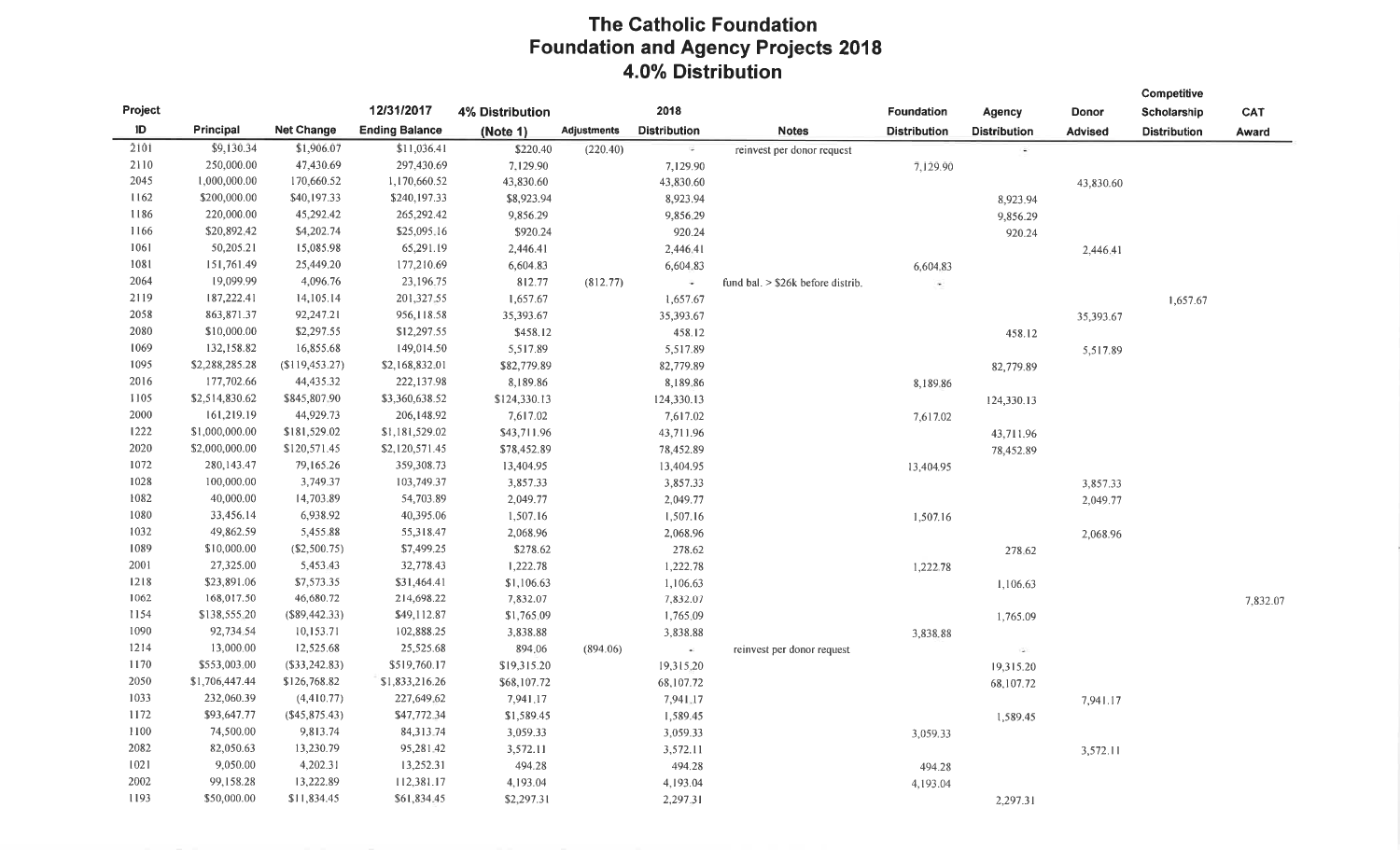# The Catholic Foundation
## Foundation and Agency Projects 2018
### 4.0% Distribution

| Project ID | Principal | Net Change | 12/31/2017 Ending Balance | 4% Distribution (Note 1) | Adjustments | 2018 Distribution | Notes | Foundation Distribution | Agency Distribution | Donor Advised | Competitive Scholarship Distribution | CAT Award |
|---|---|---|---|---|---|---|---|---|---|---|---|---|
| 2101 | $9,130.34 | $1,906.07 | $11,036.41 | $220.40 | (220.40) | - | reinvest per donor request | | - | | | |
| 2110 | 250,000.00 | 47,430.69 | 297,430.69 | 7,129.90 | | 7,129.90 | | 7,129.90 | | | | |
| 2045 | 1,000,000.00 | 170,660.52 | 1,170,660.52 | 43,830.60 | | 43,830.60 | | | | 43,830.60 | | |
| 1162 | $200,000.00 | $40,197.33 | $240,197.33 | $8,923.94 | | 8,923.94 | | | 8,923.94 | | | |
| 1186 | 220,000.00 | 45,292.42 | 265,292.42 | 9,856.29 | | 9,856.29 | | | 9,856.29 | | | |
| 1166 | $20,892.42 | $4,202.74 | $25,095.16 | $920.24 | | 920.24 | | | 920.24 | | | |
| 1061 | 50,205.21 | 15,085.98 | 65,291.19 | 2,446.41 | | 2,446.41 | | | | 2,446.41 | | |
| 1081 | 151,761.49 | 25,449.20 | 177,210.69 | 6,604.83 | | 6,604.83 | | 6,604.83 | | | | |
| 2064 | 19,099.99 | 4,096.76 | 23,196.75 | 812.77 | (812.77) | - | fund bal. > $26k before distrib. | - | | | | |
| 2119 | 187,222.41 | 14,105.14 | 201,327.55 | 1,657.67 | | 1,657.67 | | | | | 1,657.67 | |
| 2058 | 863,871.37 | 92,247.21 | 956,118.58 | 35,393.67 | | 35,393.67 | | | | 35,393.67 | | |
| 2080 | $10,000.00 | $2,297.55 | $12,297.55 | $458.12 | | 458.12 | | | 458.12 | | | |
| 1069 | 132,158.82 | 16,855.68 | 149,014.50 | 5,517.89 | | 5,517.89 | | | | 5,517.89 | | |
| 1095 | $2,288,285.28 | ($119,453.27) | $2,168,832.01 | $82,779.89 | | 82,779.89 | | | 82,779.89 | | | |
| 2016 | 177,702.66 | 44,435.32 | 222,137.98 | 8,189.86 | | 8,189.86 | | 8,189.86 | | | | |
| 1105 | $2,514,830.62 | $845,807.90 | $3,360,638.52 | $124,330.13 | | 124,330.13 | | | 124,330.13 | | | |
| 2000 | 161,219.19 | 44,929.73 | 206,148.92 | 7,617.02 | | 7,617.02 | | 7,617.02 | | | | |
| 1222 | $1,000,000.00 | $181,529.02 | $1,181,529.02 | $43,711.96 | | 43,711.96 | | | 43,711.96 | | | |
| 2020 | $2,000,000.00 | $120,571.45 | $2,120,571.45 | $78,452.89 | | 78,452.89 | | | 78,452.89 | | | |
| 1072 | 280,143.47 | 79,165.26 | 359,308.73 | 13,404.95 | | 13,404.95 | | 13,404.95 | | | | |
| 1028 | 100,000.00 | 3,749.37 | 103,749.37 | 3,857.33 | | 3,857.33 | | | | 3,857.33 | | |
| 1082 | 40,000.00 | 14,703.89 | 54,703.89 | 2,049.77 | | 2,049.77 | | | | 2,049.77 | | |
| 1080 | 33,456.14 | 6,938.92 | 40,395.06 | 1,507.16 | | 1,507.16 | | 1,507.16 | | | | |
| 1032 | 49,862.59 | 5,455.88 | 55,318.47 | 2,068.96 | | 2,068.96 | | | | 2,068.96 | | |
| 1089 | $10,000.00 | ($2,500.75) | $7,499.25 | $278.62 | | 278.62 | | | 278.62 | | | |
| 2001 | 27,325.00 | 5,453.43 | 32,778.43 | 1,222.78 | | 1,222.78 | | 1,222.78 | | | | |
| 1218 | $23,891.06 | $7,573.35 | $31,464.41 | $1,106.63 | | 1,106.63 | | | 1,106.63 | | | |
| 1062 | 168,017.50 | 46,680.72 | 214,698.22 | 7,832.07 | | 7,832.07 | | | | | | 7,832.07 |
| 1154 | $138,555.20 | ($89,442.33) | $49,112.87 | $1,765.09 | | 1,765.09 | | | 1,765.09 | | | |
| 1090 | 92,734.54 | 10,153.71 | 102,888.25 | 3,838.88 | | 3,838.88 | | 3,838.88 | | | | |
| 1214 | 13,000.00 | 12,525.68 | 25,525.68 | 894.06 | (894.06) | - | reinvest per donor request | | - | | | |
| 1170 | $553,003.00 | ($33,242.83) | $519,760.17 | $19,315.20 | | 19,315.20 | | | 19,315.20 | | | |
| 2050 | $1,706,447.44 | $126,768.82 | $1,833,216.26 | $68,107.72 | | 68,107.72 | | | 68,107.72 | | | |
| 1033 | 232,060.39 | (4,410.77) | 227,649.62 | 7,941.17 | | 7,941.17 | | | | 7,941.17 | | |
| 1172 | $93,647.77 | ($45,875.43) | $47,772.34 | $1,589.45 | | 1,589.45 | | | 1,589.45 | | | |
| 1100 | 74,500.00 | 9,813.74 | 84,313.74 | 3,059.33 | | 3,059.33 | | 3,059.33 | | | | |
| 2082 | 82,050.63 | 13,230.79 | 95,281.42 | 3,572.11 | | 3,572.11 | | | | 3,572.11 | | |
| 1021 | 9,050.00 | 4,202.31 | 13,252.31 | 494.28 | | 494.28 | | 494.28 | | | | |
| 2002 | 99,158.28 | 13,222.89 | 112,381.17 | 4,193.04 | | 4,193.04 | | 4,193.04 | | | | |
| 1193 | $50,000.00 | $11,834.45 | $61,834.45 | $2,297.31 | | 2,297.31 | | | 2,297.31 | | | |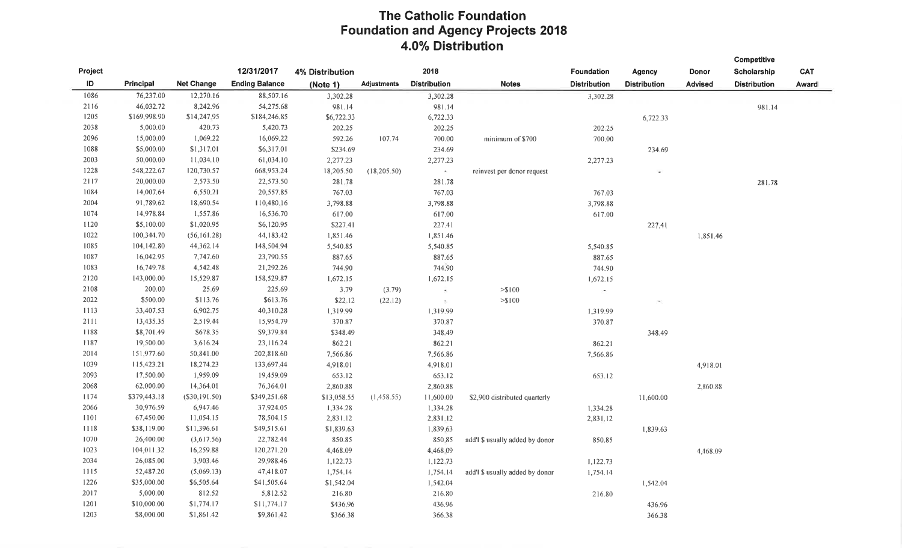# The Catholic Foundation
## Foundation and Agency Projects 2018
### 4.0% Distribution

| Project ID | Principal | Net Change | 12/31/2017 Ending Balance | 4% Distribution (Note 1) | Adjustments | 2018 Distribution | Notes | Foundation Distribution | Agency Distribution | Donor Advised | Competitive Scholarship Distribution | CAT Award |
|---|---|---|---|---|---|---|---|---|---|---|---|---|
| 1086 | 76,237.00 | 12,270.16 | 88,507.16 | 3,302.28 | | 3,302.28 | | 3,302.28 | | | | |
| 2116 | 46,032.72 | 8,242.96 | 54,275.68 | 981.14 | | 981.14 | | | | | 981.14 | |
| 1205 | $169,998.90 | $14,247.95 | $184,246.85 | $6,722.33 | | 6,722.33 | | | 6,722.33 | | | |
| 2038 | 5,000.00 | 420.73 | 5,420.73 | 202.25 | | 202.25 | | 202.25 | | | | |
| 2096 | 15,000.00 | 1,069.22 | 16,069.22 | 592.26 | 107.74 | 700.00 | minimum of $700 | 700.00 | | | | |
| 1088 | $5,000.00 | $1,317.01 | $6,317.01 | $234.69 | | 234.69 | | | 234.69 | | | |
| 2003 | 50,000.00 | 11,034.10 | 61,034.10 | 2,277.23 | | 2,277.23 | | 2,277.23 | | | | |
| 1228 | 548,222.67 | 120,730.57 | 668,953.24 | 18,205.50 | (18,205.50) | - | reinvest per donor request | | - | | | |
| 2117 | 20,000.00 | 2,573.50 | 22,573.50 | 281.78 | | 281.78 | | | | | 281.78 | |
| 1084 | 14,007.64 | 6,550.21 | 20,557.85 | 767.03 | | 767.03 | | 767.03 | | | | |
| 2004 | 91,789.62 | 18,690.54 | 110,480.16 | 3,798.88 | | 3,798.88 | | 3,798.88 | | | | |
| 1074 | 14,978.84 | 1,557.86 | 16,536.70 | 617.00 | | 617.00 | | 617.00 | | | | |
| 1120 | $5,100.00 | $1,020.95 | $6,120.95 | $227.41 | | 227.41 | | | 227.41 | | | |
| 1022 | 100,344.70 | (56,161.28) | 44,183.42 | 1,851.46 | | 1,851.46 | | | | 1,851.46 | | |
| 1085 | 104,142.80 | 44,362.14 | 148,504.94 | 5,540.85 | | 5,540.85 | | 5,540.85 | | | | |
| 1087 | 16,042.95 | 7,747.60 | 23,790.55 | 887.65 | | 887.65 | | 887.65 | | | | |
| 1083 | 16,749.78 | 4,542.48 | 21,292.26 | 744.90 | | 744.90 | | 744.90 | | | | |
| 2120 | 143,000.00 | 15,529.87 | 158,529.87 | 1,672.15 | | 1,672.15 | | 1,672.15 | | | | |
| 2108 | 200.00 | 25.69 | 225.69 | 3.79 | (3.79) | - | >$100 | - | | | | |
| 2022 | $500.00 | $113.76 | $613.76 | $22.12 | (22.12) | - | >$100 | | - | | | |
| 1113 | 33,407.53 | 6,902.75 | 40,310.28 | 1,319.99 | | 1,319.99 | | 1,319.99 | | | | |
| 2111 | 13,435.35 | 2,519.44 | 15,954.79 | 370.87 | | 370.87 | | 370.87 | | | | |
| 1188 | $8,701.49 | $678.35 | $9,379.84 | $348.49 | | 348.49 | | | 348.49 | | | |
| 1187 | 19,500.00 | 3,616.24 | 23,116.24 | 862.21 | | 862.21 | | 862.21 | | | | |
| 2014 | 151,977.60 | 50,841.00 | 202,818.60 | 7,566.86 | | 7,566.86 | | 7,566.86 | | | | |
| 1039 | 115,423.21 | 18,274.23 | 133,697.44 | 4,918.01 | | 4,918.01 | | | | 4,918.01 | | |
| 2093 | 17,500.00 | 1,959.09 | 19,459.09 | 653.12 | | 653.12 | | 653.12 | | | | |
| 2068 | 62,000.00 | 14,364.01 | 76,364.01 | 2,860.88 | | 2,860.88 | | | | 2,860.88 | | |
| 1174 | $379,443.18 | ($30,191.50) | $349,251.68 | $13,058.55 | (1,458.55) | 11,600.00 | $2,900 distributed quarterly | | 11,600.00 | | | |
| 2066 | 30,976.59 | 6,947.46 | 37,924.05 | 1,334.28 | | 1,334.28 | | 1,334.28 | | | | |
| 1101 | 67,450.00 | 11,054.15 | 78,504.15 | 2,831.12 | | 2,831.12 | | 2,831.12 | | | | |
| 1118 | $38,119.00 | $11,396.61 | $49,515.61 | $1,839.63 | | 1,839.63 | | | 1,839.63 | | | |
| 1070 | 26,400.00 | (3,617.56) | 22,782.44 | 850.85 | | 850.85 | add'l $ usually added by donor | 850.85 | | | | |
| 1023 | 104,011.32 | 16,259.88 | 120,271.20 | 4,468.09 | | 4,468.09 | | | | 4,468.09 | | |
| 2034 | 26,085.00 | 3,903.46 | 29,988.46 | 1,122.73 | | 1,122.73 | | 1,122.73 | | | | |
| 1115 | 52,487.20 | (5,069.13) | 47,418.07 | 1,754.14 | | 1,754.14 | add'l $ usually added by donor | 1,754.14 | | | | |
| 1226 | $35,000.00 | $6,505.64 | $41,505.64 | $1,542.04 | | 1,542.04 | | | 1,542.04 | | | |
| 2017 | 5,000.00 | 812.52 | 5,812.52 | 216.80 | | 216.80 | | 216.80 | | | | |
| 1201 | $10,000.00 | $1,774.17 | $11,774.17 | $436.96 | | 436.96 | | | 436.96 | | | |
| 1203 | $8,000.00 | $1,861.42 | $9,861.42 | $366.38 | | 366.38 | | | 366.38 | | | |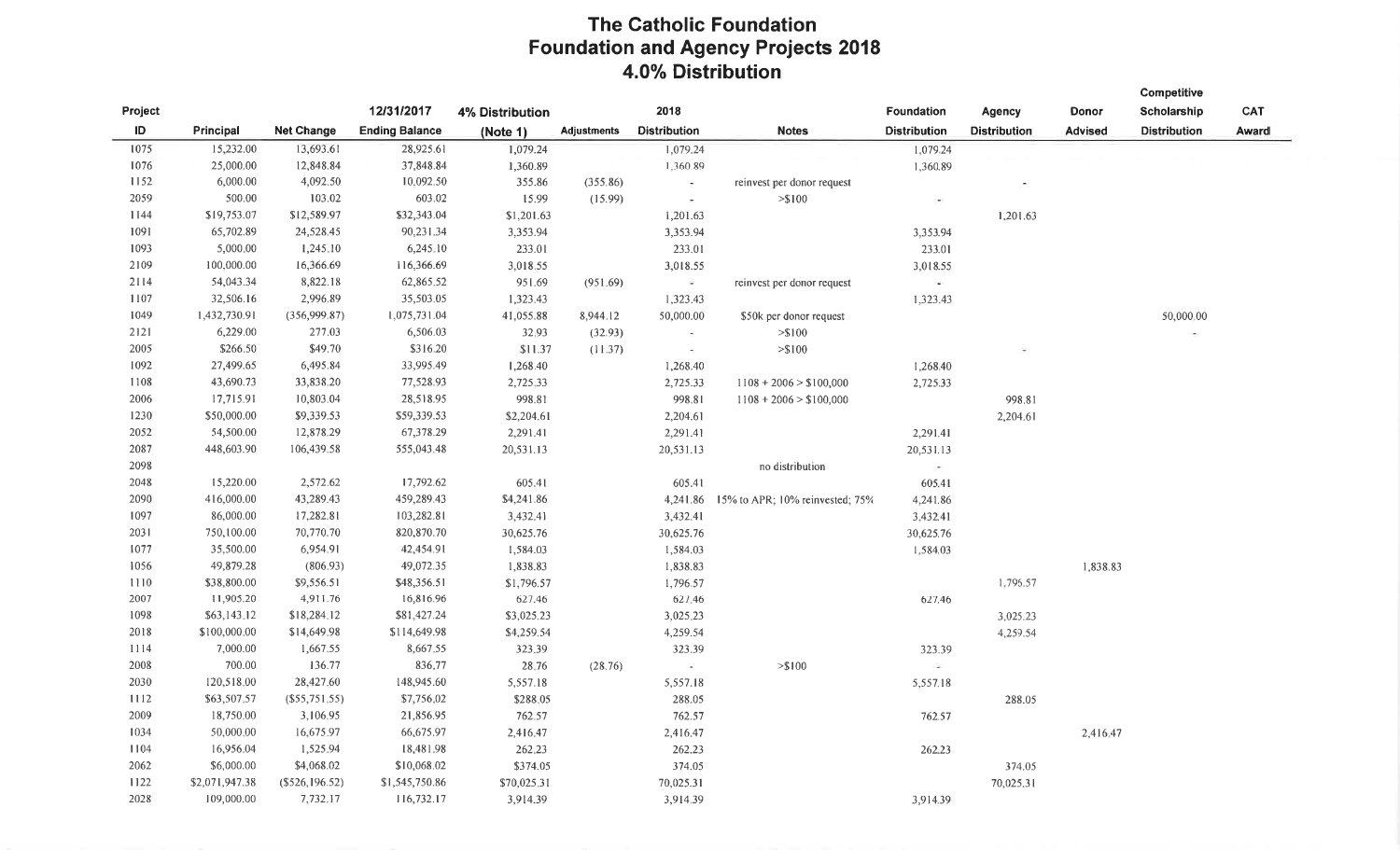# The Catholic Foundation
## Foundation and Agency Projects 2018
### 4.0% Distribution

| Project ID | Principal | Net Change | 12/31/2017 Ending Balance | 4% Distribution (Note 1) | Adjustments | 2018 Distribution | Notes | Foundation Distribution | Agency Distribution | Donor Advised | Competitive Scholarship Distribution | CAT Award |
|---|---|---|---|---|---|---|---|---|---|---|---|---|
| 1075 | 15,232.00 | 13,693.61 | 28,925.61 | 1,079.24 | | 1,079.24 | | 1,079.24 | | | | |
| 1076 | 25,000.00 | 12,848.84 | 37,848.84 | 1,360.89 | | 1,360.89 | | 1,360.89 | | | | |
| 1152 | 6,000.00 | 4,092.50 | 10,092.50 | 355.86 | (355.86) | - | reinvest per donor request | | - | | | |
| 2059 | 500.00 | 103.02 | 603.02 | 15.99 | (15.99) | - | >$100 | - | | | | |
| 1144 | $19,753.07 | $12,589.97 | $32,343.04 | $1,201.63 | | 1,201.63 | | | 1,201.63 | | | |
| 1091 | 65,702.89 | 24,528.45 | 90,231.34 | 3,353.94 | | 3,353.94 | | 3,353.94 | | | | |
| 1093 | 5,000.00 | 1,245.10 | 6,245.10 | 233.01 | | 233.01 | | 233.01 | | | | |
| 2109 | 100,000.00 | 16,366.69 | 116,366.69 | 3,018.55 | | 3,018.55 | | 3,018.55 | | | | |
| 2114 | 54,043.34 | 8,822.18 | 62,865.52 | 951.69 | (951.69) | - | reinvest per donor request | - | | | | |
| 1107 | 32,506.16 | 2,996.89 | 35,503.05 | 1,323.43 | | 1,323.43 | | 1,323.43 | | | | |
| 1049 | 1,432,730.91 | (356,999.87) | 1,075,731.04 | 41,055.88 | 8,944.12 | 50,000.00 | $50k per donor request | | | | 50,000.00 | |
| 2121 | 6,229.00 | 277.03 | 6,506.03 | 32.93 | (32.93) | - | >$100 | | | | - | |
| 2005 | $266.50 | $49.70 | $316.20 | $11.37 | (11.37) | - | >$100 | | - | | | |
| 1092 | 27,499.65 | 6,495.84 | 33,995.49 | 1,268.40 | | 1,268.40 | | 1,268.40 | | | | |
| 1108 | 43,690.73 | 33,838.20 | 77,528.93 | 2,725.33 | | 2,725.33 | 1108 + 2006 > $100,000 | 2,725.33 | | | | |
| 2006 | 17,715.91 | 10,803.04 | 28,518.95 | 998.81 | | 998.81 | 1108 + 2006 > $100,000 | | 998.81 | | | |
| 1230 | $50,000.00 | $9,339.53 | $59,339.53 | $2,204.61 | | 2,204.61 | | | 2,204.61 | | | |
| 2052 | 54,500.00 | 12,878.29 | 67,378.29 | 2,291.41 | | 2,291.41 | | 2,291.41 | | | | |
| 2087 | 448,603.90 | 106,439.58 | 555,043.48 | 20,531.13 | | 20,531.13 | | 20,531.13 | | | | |
| 2098 | | | | | | | no distribution | - | | | | |
| 2048 | 15,220.00 | 2,572.62 | 17,792.62 | 605.41 | | 605.41 | | 605.41 | | | | |
| 2090 | 416,000.00 | 43,289.43 | 459,289.43 | $4,241.86 | | 4,241.86 | 15% to APR; 10% reinvested; 75% | 4,241.86 | | | | |
| 1097 | 86,000.00 | 17,282.81 | 103,282.81 | 3,432.41 | | 3,432.41 | | 3,432.41 | | | | |
| 2031 | 750,100.00 | 70,770.70 | 820,870.70 | 30,625.76 | | 30,625.76 | | 30,625.76 | | | | |
| 1077 | 35,500.00 | 6,954.91 | 42,454.91 | 1,584.03 | | 1,584.03 | | 1,584.03 | | | | |
| 1056 | 49,879.28 | (806.93) | 49,072.35 | 1,838.83 | | 1,838.83 | | | | 1,838.83 | | |
| 1110 | $38,800.00 | $9,556.51 | $48,356.51 | $1,796.57 | | 1,796.57 | | | 1,796.57 | | | |
| 2007 | 11,905.20 | 4,911.76 | 16,816.96 | 627.46 | | 627.46 | | 627.46 | | | | |
| 1098 | $63,143.12 | $18,284.12 | $81,427.24 | $3,025.23 | | 3,025.23 | | | 3,025.23 | | | |
| 2018 | $100,000.00 | $14,649.98 | $114,649.98 | $4,259.54 | | 4,259.54 | | | 4,259.54 | | | |
| 1114 | 7,000.00 | 1,667.55 | 8,667.55 | 323.39 | | 323.39 | | 323.39 | | | | |
| 2008 | 700.00 | 136.77 | 836.77 | 28.76 | (28.76) | - | >$100 | - | | | | |
| 2030 | 120,518.00 | 28,427.60 | 148,945.60 | 5,557.18 | | 5,557.18 | | 5,557.18 | | | | |
| 1112 | $63,507.57 | ($55,751.55) | $7,756.02 | $288.05 | | 288.05 | | | 288.05 | | | |
| 2009 | 18,750.00 | 3,106.95 | 21,856.95 | 762.57 | | 762.57 | | 762.57 | | | | |
| 1034 | 50,000.00 | 16,675.97 | 66,675.97 | 2,416.47 | | 2,416.47 | | | | 2,416.47 | | |
| 1104 | 16,956.04 | 1,525.94 | 18,481.98 | 262.23 | | 262.23 | | 262.23 | | | | |
| 2062 | $6,000.00 | $4,068.02 | $10,068.02 | $374.05 | | 374.05 | | | 374.05 | | | |
| 1122 | $2,071,947.38 | ($526,196.52) | $1,545,750.86 | $70,025.31 | | 70,025.31 | | | 70,025.31 | | | |
| 2028 | 109,000.00 | 7,732.17 | 116,732.17 | 3,914.39 | | 3,914.39 | | 3,914.39 | | | | |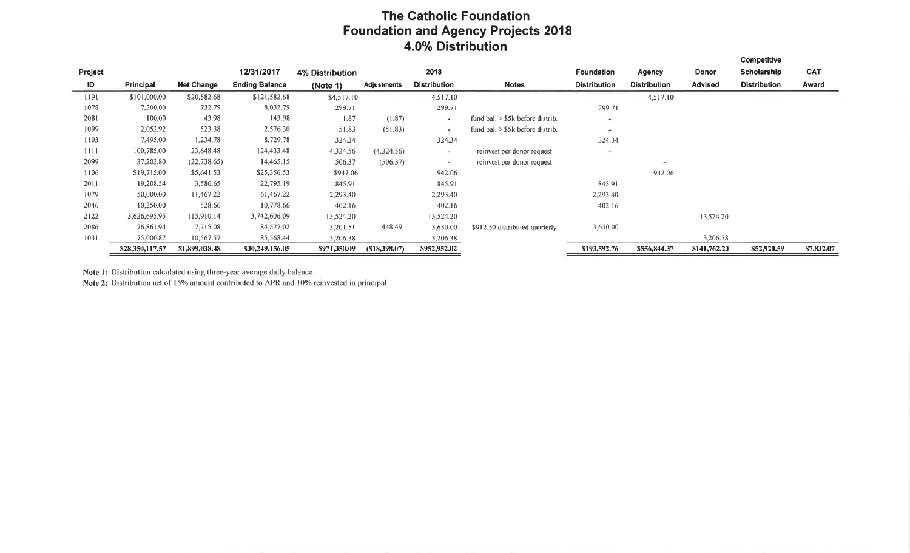# The Catholic Foundation
## Foundation and Agency Projects 2018
### 4.0% Distribution

| Project ID | Principal | Net Change | 12/31/2017 Ending Balance | 4% Distribution (Note 1) | Adjustments | 2018 Distribution | Notes | Foundation Distribution | Agency Distribution | Donor Advised | Competitive Scholarship Distribution | CAT Award |
|---|---|---|---|---|---|---|---|---|---|---|---|---|
| 1191 | $101,000.00 | $20,582.68 | $121,582.68 | $4,517.10 | | 4,517.10 | | | 4,517.10 | | | |
| 1078 | 7,300.00 | 732.79 | 8,032.79 | 299.71 | | 299.71 | | 299.71 | | | | |
| 2081 | 100.00 | 43.98 | 143.98 | 1.87 | (1.87) | - | fund bal. > $5k before distrib. | - | | | | |
| 1099 | 2,052.92 | 523.38 | 2,576.30 | 51.83 | (51.83) | - | fund bal. > $5k before distrib. | - | | | | |
| 1103 | 7,495.00 | 1,234.78 | 8,729.78 | 324.34 | | 324.34 | | 324.34 | | | | |
| 1111 | 100,785.00 | 23,648.48 | 124,433.48 | 4,324.56 | (4,324.56) | - | reinvest per donor request | - | | | | |
| 2099 | 37,203.80 | (22,738.65) | 14,465.15 | 506.37 | (506.37) | - | reinvest per donor request | | - | | | |
| 1106 | $19,715.00 | $5,641.53 | $25,356.53 | $942.06 | | 942.06 | | | 942.06 | | | |
| 2011 | 19,208.54 | 3,586.65 | 22,795.19 | 845.91 | | 845.91 | | 845.91 | | | | |
| 1079 | 50,000.00 | 11,467.22 | 61,467.22 | 2,293.40 | | 2,293.40 | | 2,293.40 | | | | |
| 2046 | 10,250.00 | 528.66 | 10,778.66 | 402.16 | | 402.16 | | 402.16 | | | | |
| 2122 | 3,626,695.95 | 115,910.14 | 3,742,606.09 | 13,524.20 | | 13,524.20 | | | | 13,524.20 | | |
| 2086 | 76,861.94 | 7,715.08 | 84,577.02 | 3,201.51 | 448.49 | 3,650.00 | $912.50 distributed quarterly | 3,650.00 | | | | |
| 1031 | 75,000.87 | 10,567.57 | 85,568.44 | 3,206.38 | | 3,206.38 | | | | 3,206.38 | | |
| | $28,350,117.57 | $1,899,038.48 | $30,249,156.05 | $971,350.09 | ($18,398.07) | $952,952.02 | | $193,592.76 | $556,844.37 | $141,762.23 | $52,920.59 | $7,832.07 |

**Note 1:** Distribution calculated using three-year average daily balance.

**Note 2:** Distribution net of 15% amount contributed to APR and 10% reinvested in principal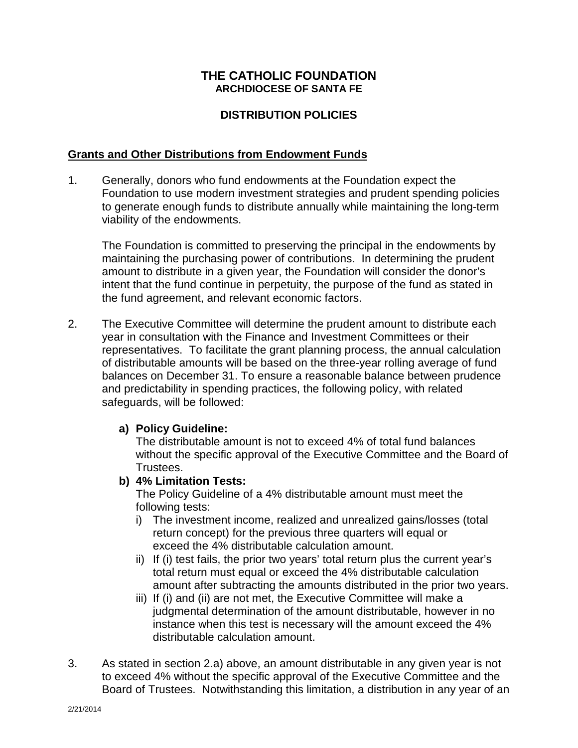# THE CATHOLIC FOUNDATION

**ARCHDIOCESE OF SANTA FE**

## DISTRIBUTION POLICIES

### Grants and Other Distributions from Endowment Funds

1. Generally, donors who fund endowments at the Foundation expect the Foundation to use modern investment strategies and prudent spending policies to generate enough funds to distribute annually while maintaining the long-term viability of the endowments.

   The Foundation is committed to preserving the principal in the endowments by maintaining the purchasing power of contributions. In determining the prudent amount to distribute in a given year, the Foundation will consider the donor's intent that the fund continue in perpetuity, the purpose of the fund as stated in the fund agreement, and relevant economic factors.

2. The Executive Committee will determine the prudent amount to distribute each year in consultation with the Finance and Investment Committees or their representatives. To facilitate the grant planning process, the annual calculation of distributable amounts will be based on the three-year rolling average of fund balances on December 31. To ensure a reasonable balance between prudence and predictability in spending practices, the following policy, with related safeguards, will be followed:

   a) **Policy Guideline:**
      The distributable amount is not to exceed 4% of total fund balances without the specific approval of the Executive Committee and the Board of Trustees.

   b) **4% Limitation Tests:**
      The Policy Guideline of a 4% distributable amount must meet the following tests:

      i) The investment income, realized and unrealized gains/losses (total return concept) for the previous three quarters will equal or exceed the 4% distributable calculation amount.

      ii) If (i) test fails, the prior two years' total return plus the current year's total return must equal or exceed the 4% distributable calculation amount after subtracting the amounts distributed in the prior two years.

      iii) If (i) and (ii) are not met, the Executive Committee will make a judgmental determination of the amount distributable, however in no instance when this test is necessary will the amount exceed the 4% distributable calculation amount.

3. As stated in section 2.a) above, an amount distributable in any given year is not to exceed 4% without the specific approval of the Executive Committee and the Board of Trustees. Notwithstanding this limitation, a distribution in any year of an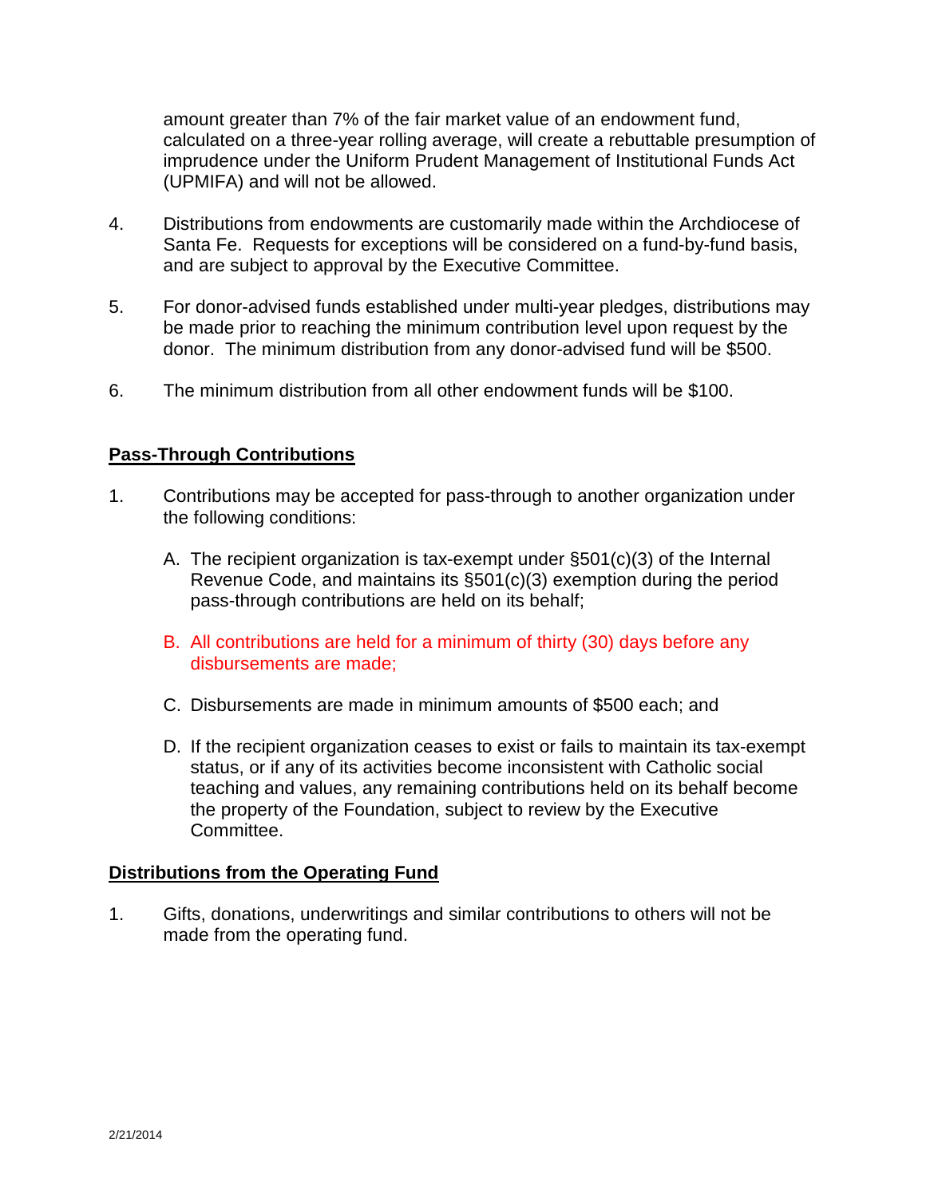amount greater than 7% of the fair market value of an endowment fund, calculated on a three-year rolling average, will create a rebuttable presumption of imprudence under the Uniform Prudent Management of Institutional Funds Act (UPMIFA) and will not be allowed.

4. Distributions from endowments are customarily made within the Archdiocese of Santa Fe. Requests for exceptions will be considered on a fund-by-fund basis, and are subject to approval by the Executive Committee.

5. For donor-advised funds established under multi-year pledges, distributions may be made prior to reaching the minimum contribution level upon request by the donor. The minimum distribution from any donor-advised fund will be $500.

6. The minimum distribution from all other endowment funds will be $100.

## Pass-Through Contributions

1. Contributions may be accepted for pass-through to another organization under the following conditions:

   A. The recipient organization is tax-exempt under §501(c)(3) of the Internal Revenue Code, and maintains its §501(c)(3) exemption during the period pass-through contributions are held on its behalf;

   B. All contributions are held for a minimum of thirty (30) days before any disbursements are made;

   C. Disbursements are made in minimum amounts of $500 each; and

   D. If the recipient organization ceases to exist or fails to maintain its tax-exempt status, or if any of its activities become inconsistent with Catholic social teaching and values, any remaining contributions held on its behalf become the property of the Foundation, subject to review by the Executive Committee.

## Distributions from the Operating Fund

1. Gifts, donations, underwritings and similar contributions to others will not be made from the operating fund.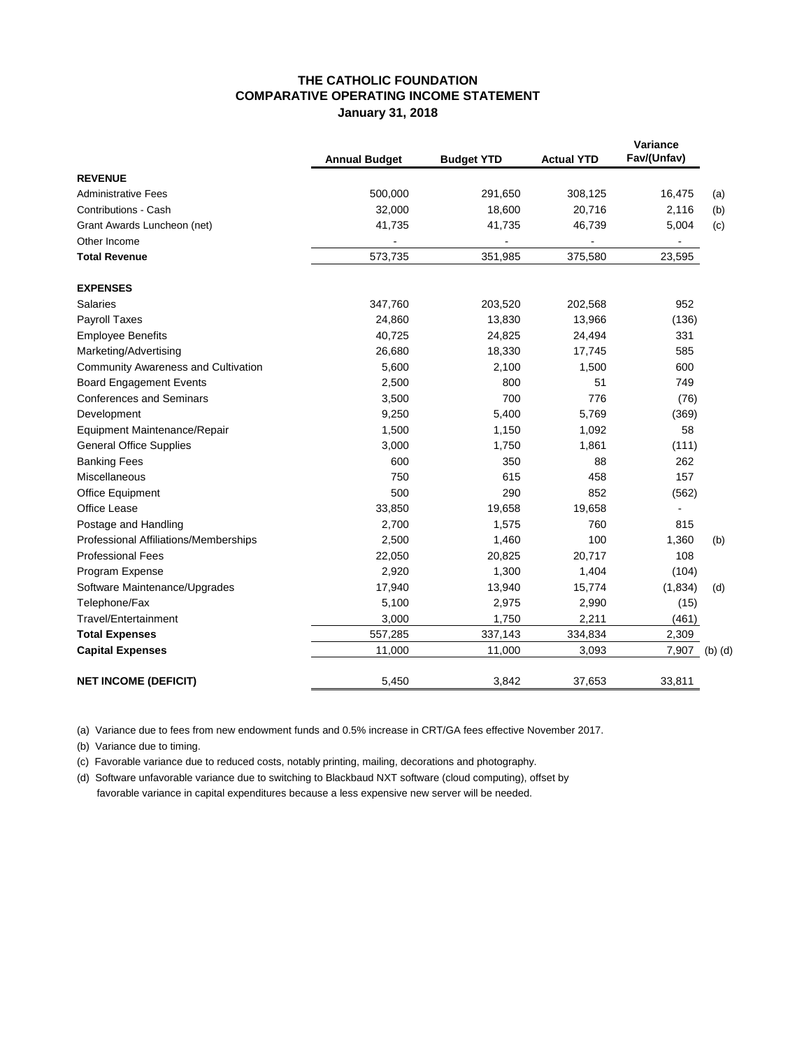# THE CATHOLIC FOUNDATION
## COMPARATIVE OPERATING INCOME STATEMENT
### January 31, 2018

| | Annual Budget | Budget YTD | Actual YTD | Variance Fav/(Unfav) | |
|---|---|---|---|---|---|
| **REVENUE** | | | | | |
| Administrative Fees | 500,000 | 291,650 | 308,125 | 16,475 | (a) |
| Contributions - Cash | 32,000 | 18,600 | 20,716 | 2,116 | (b) |
| Grant Awards Luncheon (net) | 41,735 | 41,735 | 46,739 | 5,004 | (c) |
| Other Income | - | - | - | - | |
| **Total Revenue** | 573,735 | 351,985 | 375,580 | 23,595 | |
| **EXPENSES** | | | | | |
| Salaries | 347,760 | 203,520 | 202,568 | 952 | |
| Payroll Taxes | 24,860 | 13,830 | 13,966 | (136) | |
| Employee Benefits | 40,725 | 24,825 | 24,494 | 331 | |
| Marketing/Advertising | 26,680 | 18,330 | 17,745 | 585 | |
| Community Awareness and Cultivation | 5,600 | 2,100 | 1,500 | 600 | |
| Board Engagement Events | 2,500 | 800 | 51 | 749 | |
| Conferences and Seminars | 3,500 | 700 | 776 | (76) | |
| Development | 9,250 | 5,400 | 5,769 | (369) | |
| Equipment Maintenance/Repair | 1,500 | 1,150 | 1,092 | 58 | |
| General Office Supplies | 3,000 | 1,750 | 1,861 | (111) | |
| Banking Fees | 600 | 350 | 88 | 262 | |
| Miscellaneous | 750 | 615 | 458 | 157 | |
| Office Equipment | 500 | 290 | 852 | (562) | |
| Office Lease | 33,850 | 19,658 | 19,658 | - | |
| Postage and Handling | 2,700 | 1,575 | 760 | 815 | |
| Professional Affiliations/Memberships | 2,500 | 1,460 | 100 | 1,360 | (b) |
| Professional Fees | 22,050 | 20,825 | 20,717 | 108 | |
| Program Expense | 2,920 | 1,300 | 1,404 | (104) | |
| Software Maintenance/Upgrades | 17,940 | 13,940 | 15,774 | (1,834) | (d) |
| Telephone/Fax | 5,100 | 2,975 | 2,990 | (15) | |
| Travel/Entertainment | 3,000 | 1,750 | 2,211 | (461) | |
| **Total Expenses** | 557,285 | 337,143 | 334,834 | 2,309 | |
| **Capital Expenses** | 11,000 | 11,000 | 3,093 | 7,907 | (b) (d) |
| **NET INCOME (DEFICIT)** | 5,450 | 3,842 | 37,653 | 33,811 | |

(a) Variance due to fees from new endowment funds and 0.5% increase in CRT/GA fees effective November 2017.

(b) Variance due to timing.

(c) Favorable variance due to reduced costs, notably printing, mailing, decorations and photography.

(d) Software unfavorable variance due to switching to Blackbaud NXT software (cloud computing), offset by favorable variance in capital expenditures because a less expensive new server will be needed.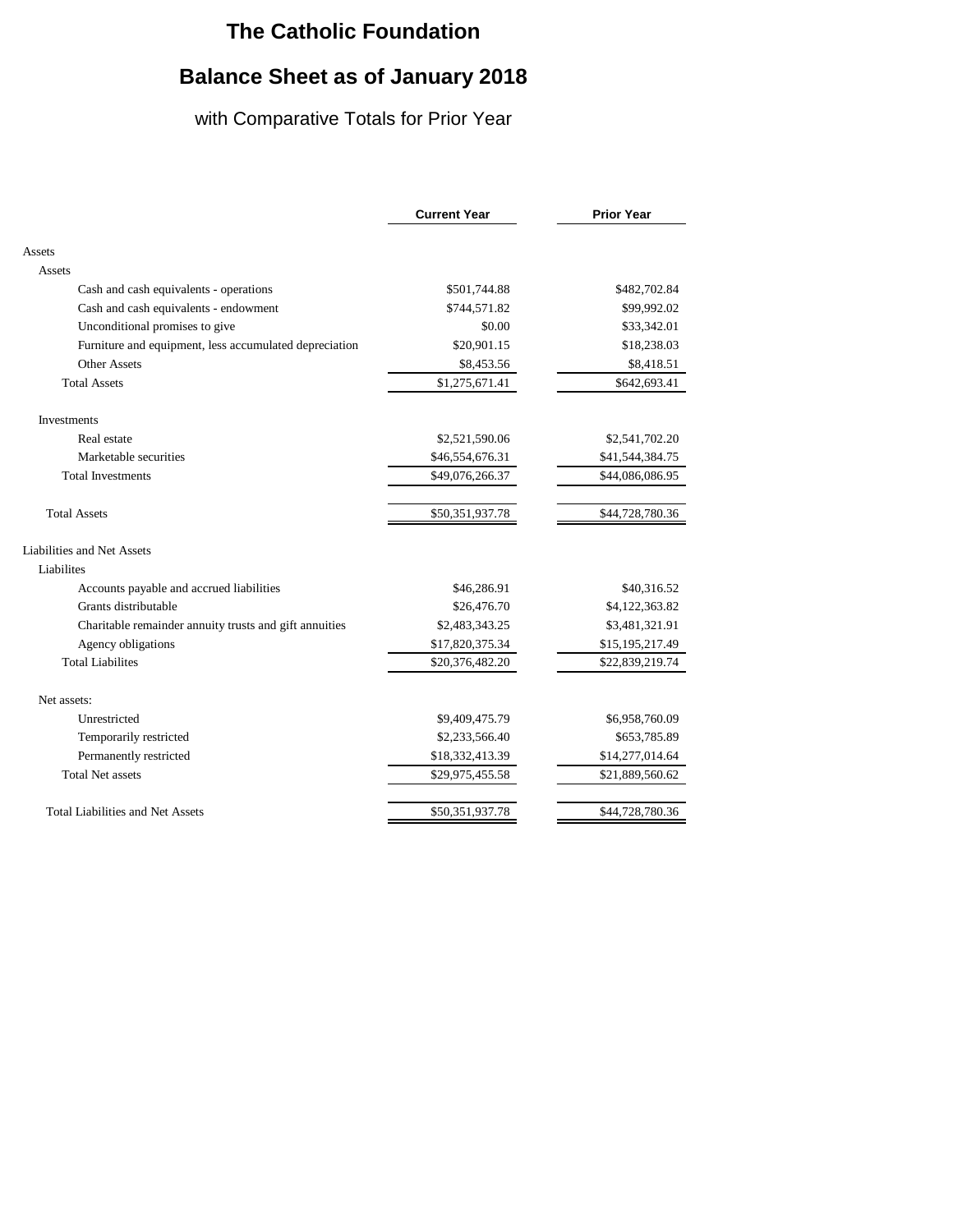# The Catholic Foundation

## Balance Sheet as of January 2018

with Comparative Totals for Prior Year

| | Current Year | Prior Year |
|---|---|---|
| Assets | | |
| Assets | | |
| Cash and cash equivalents - operations | $501,744.88 | $482,702.84 |
| Cash and cash equivalents - endowment | $744,571.82 | $99,992.02 |
| Unconditional promises to give | $0.00 | $33,342.01 |
| Furniture and equipment, less accumulated depreciation | $20,901.15 | $18,238.03 |
| Other Assets | $8,453.56 | $8,418.51 |
| Total Assets | $1,275,671.41 | $642,693.41 |
| Investments | | |
| Real estate | $2,521,590.06 | $2,541,702.20 |
| Marketable securities | $46,554,676.31 | $41,544,384.75 |
| Total Investments | $49,076,266.37 | $44,086,086.95 |
| Total Assets | $50,351,937.78 | $44,728,780.36 |
| Liabilities and Net Assets | | |
| Liabilites | | |
| Accounts payable and accrued liabilities | $46,286.91 | $40,316.52 |
| Grants distributable | $26,476.70 | $4,122,363.82 |
| Charitable remainder annuity trusts and gift annuities | $2,483,343.25 | $3,481,321.91 |
| Agency obligations | $17,820,375.34 | $15,195,217.49 |
| Total Liabilites | $20,376,482.20 | $22,839,219.74 |
| Net assets: | | |
| Unrestricted | $9,409,475.79 | $6,958,760.09 |
| Temporarily restricted | $2,233,566.40 | $653,785.89 |
| Permanently restricted | $18,332,413.39 | $14,277,014.64 |
| Total Net assets | $29,975,455.58 | $21,889,560.62 |
| Total Liabilities and Net Assets | $50,351,937.78 | $44,728,780.36 |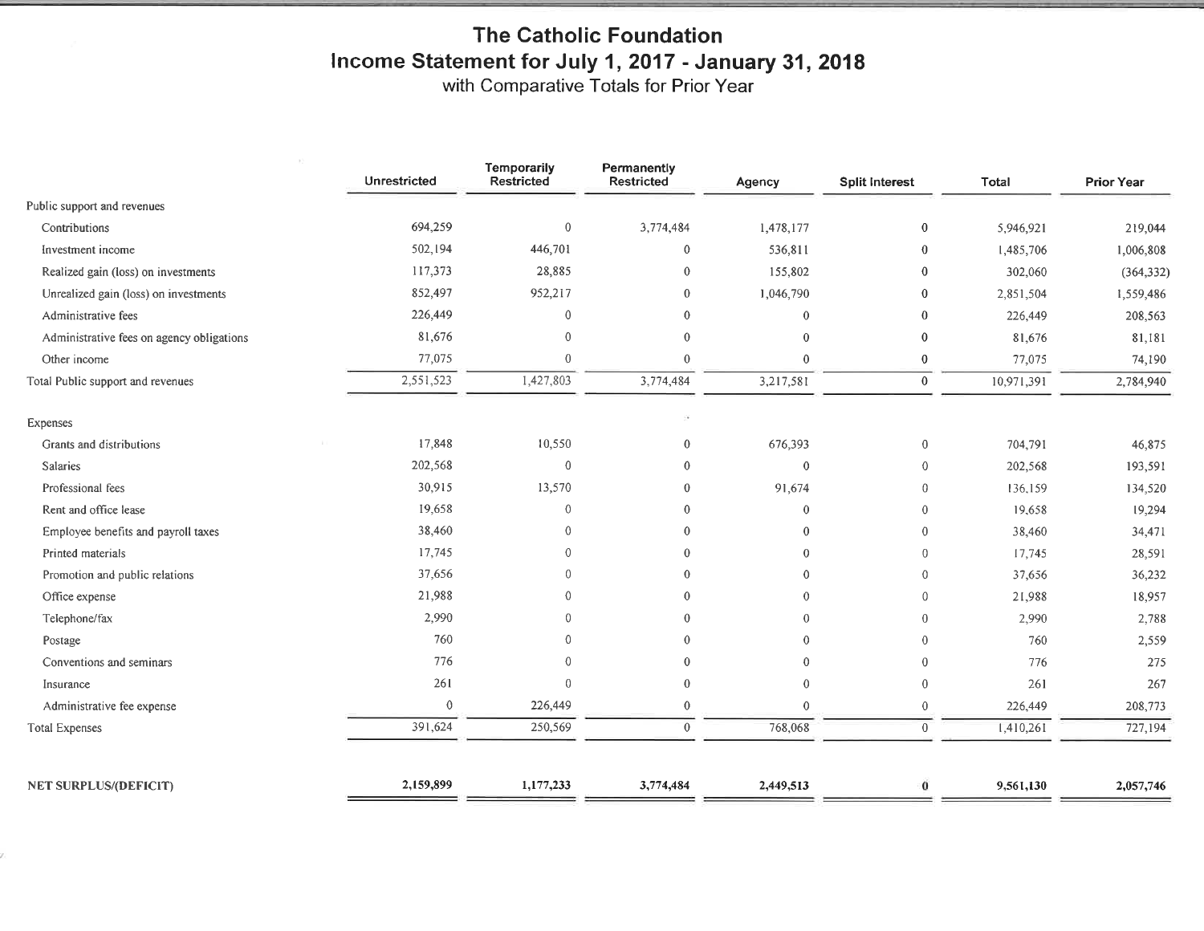# The Catholic Foundation

## Income Statement for July 1, 2017 - January 31, 2018

with Comparative Totals for Prior Year

| | Unrestricted | Temporarily Restricted | Permanently Restricted | Agency | Split Interest | Total | Prior Year |
|---|---|---|---|---|---|---|---|
| Public support and revenues | | | | | | | |
| Contributions | 694,259 | 0 | 3,774,484 | 1,478,177 | 0 | 5,946,921 | 219,044 |
| Investment income | 502,194 | 446,701 | 0 | 536,811 | 0 | 1,485,706 | 1,006,808 |
| Realized gain (loss) on investments | 117,373 | 28,885 | 0 | 155,802 | 0 | 302,060 | (364,332) |
| Unrealized gain (loss) on investments | 852,497 | 952,217 | 0 | 1,046,790 | 0 | 2,851,504 | 1,559,486 |
| Administrative fees | 226,449 | 0 | 0 | 0 | 0 | 226,449 | 208,563 |
| Administrative fees on agency obligations | 81,676 | 0 | 0 | 0 | 0 | 81,676 | 81,181 |
| Other income | 77,075 | 0 | 0 | 0 | 0 | 77,075 | 74,190 |
| Total Public support and revenues | 2,551,523 | 1,427,803 | 3,774,484 | 3,217,581 | 0 | 10,971,391 | 2,784,940 |
| Expenses | | | | | | | |
| Grants and distributions | 17,848 | 10,550 | 0 | 676,393 | 0 | 704,791 | 46,875 |
| Salaries | 202,568 | 0 | 0 | 0 | 0 | 202,568 | 193,591 |
| Professional fees | 30,915 | 13,570 | 0 | 91,674 | 0 | 136,159 | 134,520 |
| Rent and office lease | 19,658 | 0 | 0 | 0 | 0 | 19,658 | 19,294 |
| Employee benefits and payroll taxes | 38,460 | 0 | 0 | 0 | 0 | 38,460 | 34,471 |
| Printed materials | 17,745 | 0 | 0 | 0 | 0 | 17,745 | 28,591 |
| Promotion and public relations | 37,656 | 0 | 0 | 0 | 0 | 37,656 | 36,232 |
| Office expense | 21,988 | 0 | 0 | 0 | 0 | 21,988 | 18,957 |
| Telephone/fax | 2,990 | 0 | 0 | 0 | 0 | 2,990 | 2,788 |
| Postage | 760 | 0 | 0 | 0 | 0 | 760 | 2,559 |
| Conventions and seminars | 776 | 0 | 0 | 0 | 0 | 776 | 275 |
| Insurance | 261 | 0 | 0 | 0 | 0 | 261 | 267 |
| Administrative fee expense | 0 | 226,449 | 0 | 0 | 0 | 226,449 | 208,773 |
| Total Expenses | 391,624 | 250,569 | 0 | 768,068 | 0 | 1,410,261 | 727,194 |
| **NET SURPLUS/(DEFICIT)** | **2,159,899** | **1,177,233** | **3,774,484** | **2,449,513** | **0** | **9,561,130** | **2,057,746** |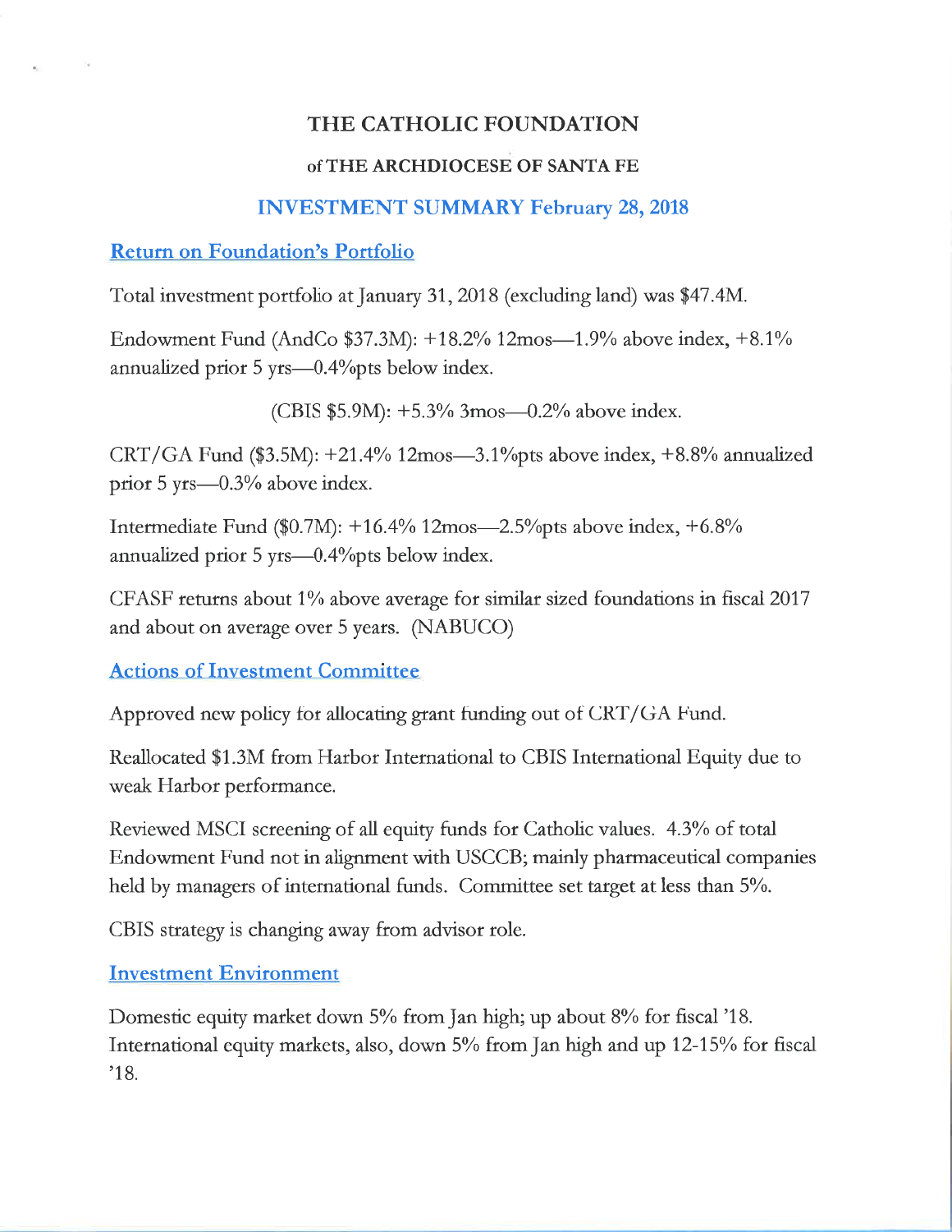# THE CATHOLIC FOUNDATION

## of THE ARCHDIOCESE OF SANTA FE

## INVESTMENT SUMMARY February 28, 2018

### Return on Foundation's Portfolio

Total investment portfolio at January 31, 2018 (excluding land) was $47.4M.

Endowment Fund (AndCo $37.3M): +18.2% 12mos—1.9% above index, +8.1% annualized prior 5 yrs—0.4%pts below index.

(CBIS $5.9M): +5.3% 3mos—0.2% above index.

CRT/GA Fund ($3.5M): +21.4% 12mos—3.1%pts above index, +8.8% annualized prior 5 yrs—0.3% above index.

Intermediate Fund ($0.7M): +16.4% 12mos—2.5%pts above index, +6.8% annualized prior 5 yrs—0.4%pts below index.

CFASF returns about 1% above average for similar sized foundations in fiscal 2017 and about on average over 5 years. (NABUCO)

### Actions of Investment Committee

Approved new policy for allocating grant funding out of CRT/GA Fund.

Reallocated $1.3M from Harbor International to CBIS International Equity due to weak Harbor performance.

Reviewed MSCI screening of all equity funds for Catholic values. 4.3% of total Endowment Fund not in alignment with USCCB; mainly pharmaceutical companies held by managers of international funds. Committee set target at less than 5%.

CBIS strategy is changing away from advisor role.

### Investment Environment

Domestic equity market down 5% from Jan high; up about 8% for fiscal '18. International equity markets, also, down 5% from Jan high and up 12-15% for fiscal '18.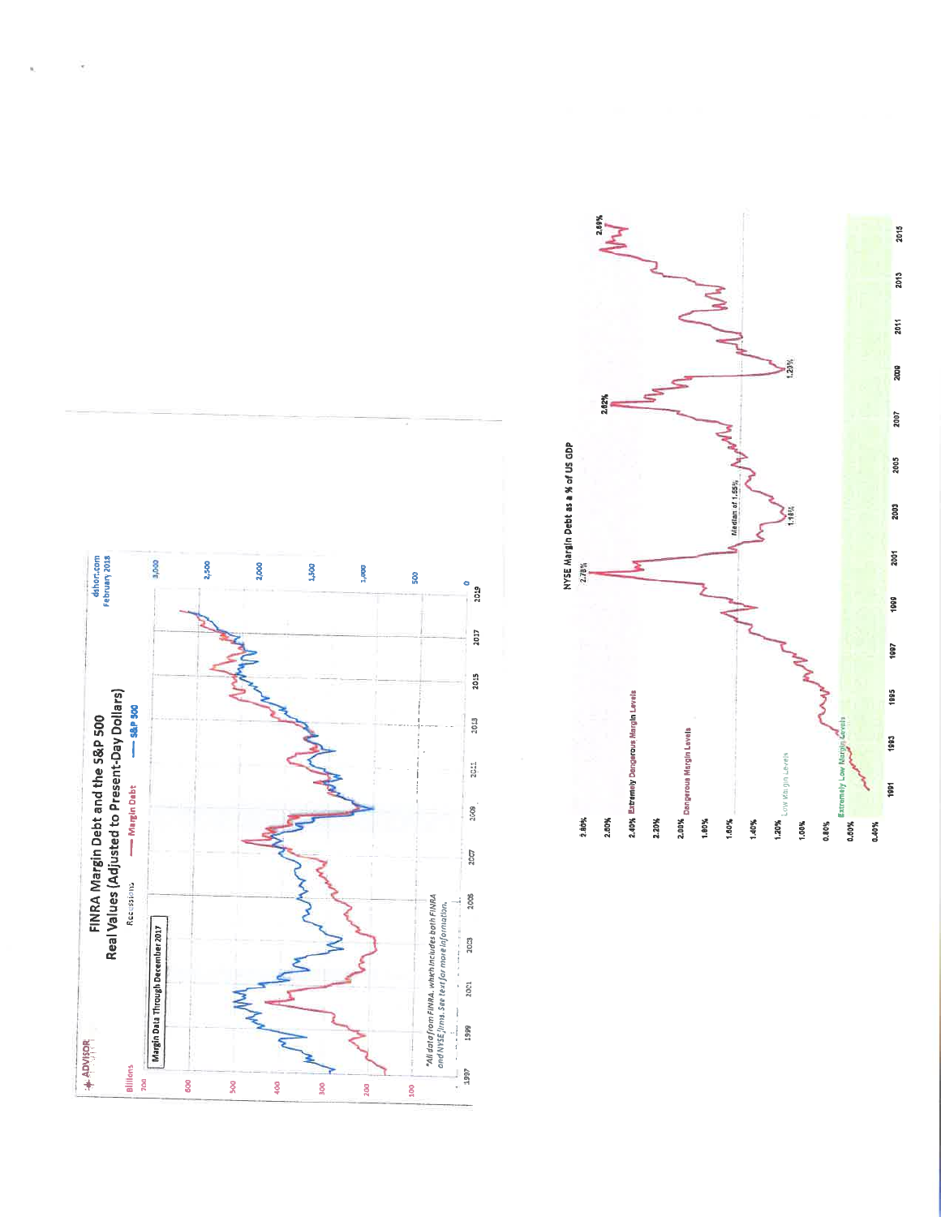ADVISOR PERSPECTIVES

## FINRA Margin Debt and the S&P 500

### Real Values (Adjusted to Present-Day Dollars)

dshort.com
February 2018

Recessions — Margin Debt — S&P 500

Margin Data Through December 2017

Billions

700
600
500
400
300
200
100

3,000
2,500
2,000
1,500
1,000
500
0

1997 1999 2001 2003 2005 2007 2009 2011 2013 2015 2017 2019

*All data from FINRA, which includes both FINRA and NYSE firms. See text for more information.

## NYSE Margin Debt as a % of US GDP

2.80%
2.60%
2.40% Extremely Dangerous Margin Levels
2.20%
2.00% Dangerous Margin Levels
1.80%
1.60%
1.40%
1.20% Low Margin Levels
1.00%
0.80%
0.60% Extremely Low Margin Levels
0.40%

2.78%
Median of 1.55%
1.16%
2.62%
1.20%
2.69%

1991 1993 1995 1997 1999 2001 2003 2005 2007 2009 2011 2013 2015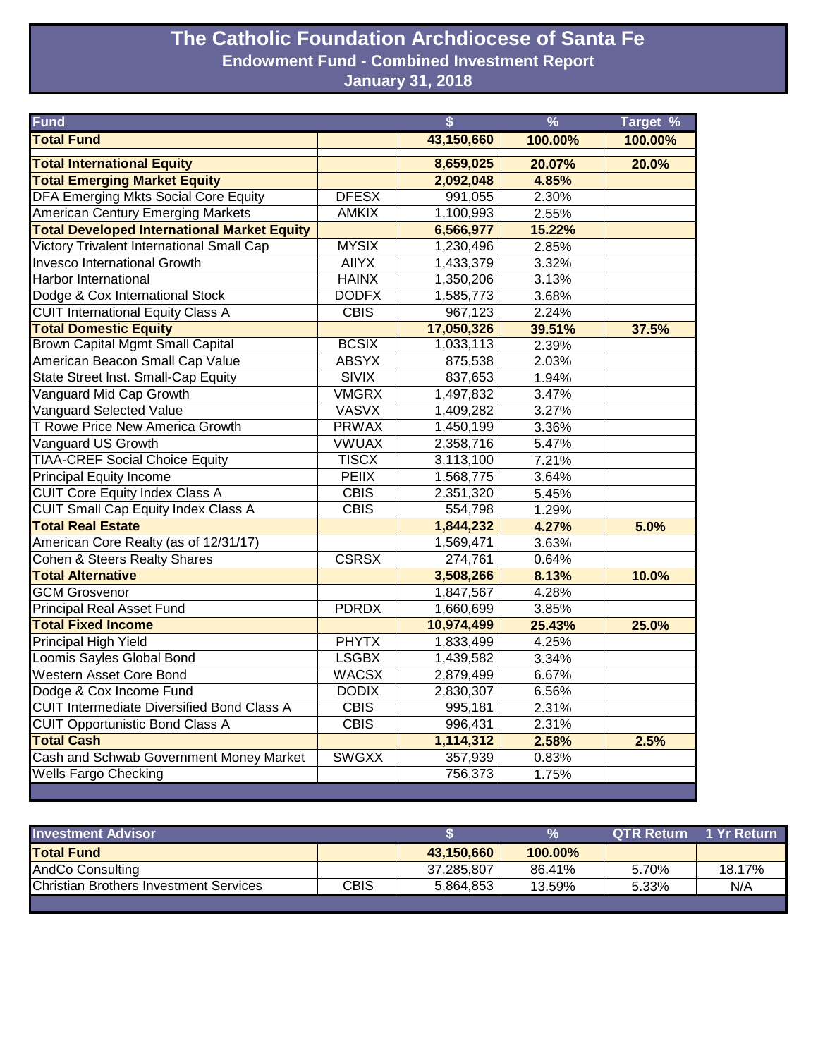# The Catholic Foundation Archdiocese of Santa Fe

## Endowment Fund - Combined Investment Report

## January 31, 2018

| Fund | | $ | % | Target % |
|---|---|---|---|---|
| **Total Fund** | | **43,150,660** | **100.00%** | **100.00%** |
| **Total International Equity** | | **8,659,025** | **20.07%** | **20.0%** |
| **Total Emerging Market Equity** | | **2,092,048** | **4.85%** | |
| DFA Emerging Mkts Social Core Equity | DFESX | 991,055 | 2.30% | |
| American Century Emerging Markets | AMKIX | 1,100,993 | 2.55% | |
| **Total Developed International Market Equity** | | **6,566,977** | **15.22%** | |
| Victory Trivalent International Small Cap | MYSIX | 1,230,496 | 2.85% | |
| Invesco International Growth | AIIYX | 1,433,379 | 3.32% | |
| Harbor International | HAINX | 1,350,206 | 3.13% | |
| Dodge & Cox International Stock | DODFX | 1,585,773 | 3.68% | |
| CUIT International Equity Class A | CBIS | 967,123 | 2.24% | |
| **Total Domestic Equity** | | **17,050,326** | **39.51%** | **37.5%** |
| Brown Capital Mgmt Small Capital | BCSIX | 1,033,113 | 2.39% | |
| American Beacon Small Cap Value | ABSYX | 875,538 | 2.03% | |
| State Street Inst. Small-Cap Equity | SIVIX | 837,653 | 1.94% | |
| Vanguard Mid Cap Growth | VMGRX | 1,497,832 | 3.47% | |
| Vanguard Selected Value | VASVX | 1,409,282 | 3.27% | |
| T Rowe Price New America Growth | PRWAX | 1,450,199 | 3.36% | |
| Vanguard US Growth | VWUAX | 2,358,716 | 5.47% | |
| TIAA-CREF Social Choice Equity | TISCX | 3,113,100 | 7.21% | |
| Principal Equity Income | PEIIX | 1,568,775 | 3.64% | |
| CUIT Core Equity Index Class A | CBIS | 2,351,320 | 5.45% | |
| CUIT Small Cap Equity Index Class A | CBIS | 554,798 | 1.29% | |
| **Total Real Estate** | | **1,844,232** | **4.27%** | **5.0%** |
| American Core Realty (as of 12/31/17) | | 1,569,471 | 3.63% | |
| Cohen & Steers Realty Shares | CSRSX | 274,761 | 0.64% | |
| **Total Alternative** | | **3,508,266** | **8.13%** | **10.0%** |
| GCM Grosvenor | | 1,847,567 | 4.28% | |
| Principal Real Asset Fund | PDRDX | 1,660,699 | 3.85% | |
| **Total Fixed Income** | | **10,974,499** | **25.43%** | **25.0%** |
| Principal High Yield | PHYTX | 1,833,499 | 4.25% | |
| Loomis Sayles Global Bond | LSGBX | 1,439,582 | 3.34% | |
| Western Asset Core Bond | WACSX | 2,879,499 | 6.67% | |
| Dodge & Cox Income Fund | DODIX | 2,830,307 | 6.56% | |
| CUIT Intermediate Diversified Bond Class A | CBIS | 995,181 | 2.31% | |
| CUIT Opportunistic Bond Class A | CBIS | 996,431 | 2.31% | |
| **Total Cash** | | **1,114,312** | **2.58%** | **2.5%** |
| Cash and Schwab Government Money Market | SWGXX | 357,939 | 0.83% | |
| Wells Fargo Checking | | 756,373 | 1.75% | |

| Investment Advisor | | $ | % | QTR Return | 1 Yr Return |
|---|---|---|---|---|---|
| **Total Fund** | | **43,150,660** | **100.00%** | | |
| AndCo Consulting | | 37,285,807 | 86.41% | 5.70% | 18.17% |
| Christian Brothers Investment Services | CBIS | 5,864,853 | 13.59% | 5.33% | N/A |